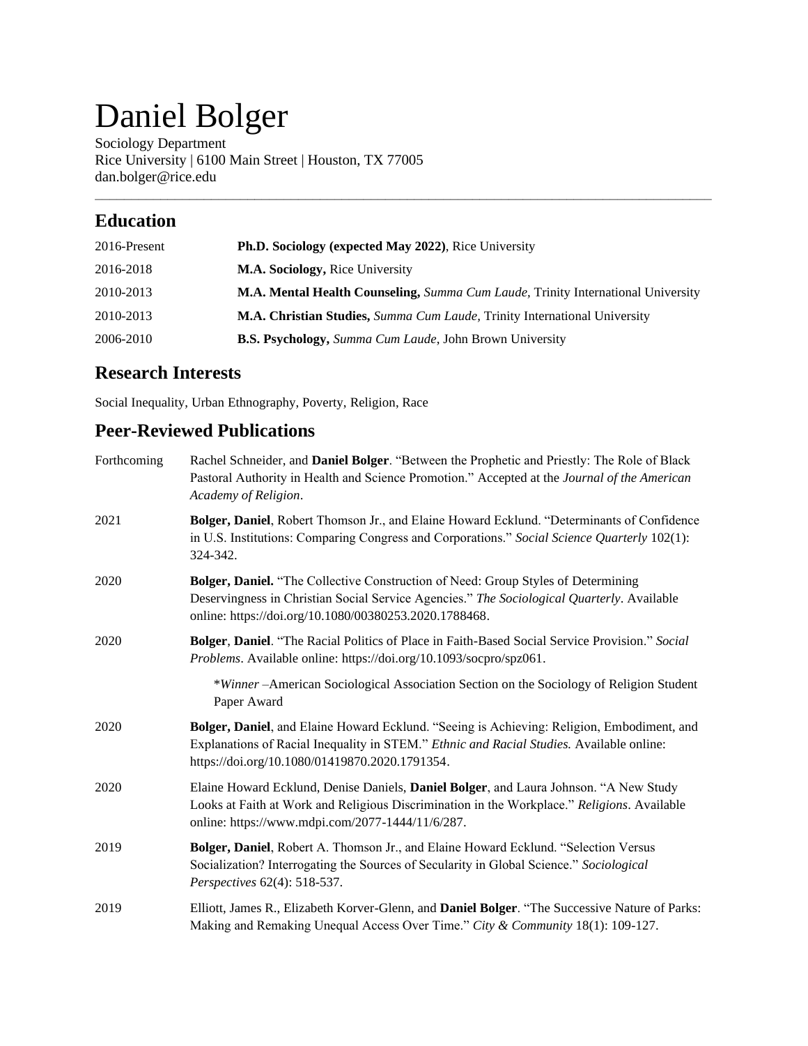# Daniel Bolger

Sociology Department
Rice University | 6100 Main Street | Houston, TX 77005
dan.bolger@rice.edu

---

## Education

| | |
|---|---|
| 2016-Present | **Ph.D. Sociology (expected May 2022)**, Rice University |
| 2016-2018 | **M.A. Sociology,** Rice University |
| 2010-2013 | **M.A. Mental Health Counseling,** *Summa Cum Laude*, Trinity International University |
| 2010-2013 | **M.A. Christian Studies,** *Summa Cum Laude*, Trinity International University |
| 2006-2010 | **B.S. Psychology,** *Summa Cum Laude*, John Brown University |

## Research Interests

Social Inequality, Urban Ethnography, Poverty, Religion, Race

## Peer-Reviewed Publications

| | |
|---|---|
| Forthcoming | Rachel Schneider, and **Daniel Bolger**. "Between the Prophetic and Priestly: The Role of Black Pastoral Authority in Health and Science Promotion." Accepted at the *Journal of the American Academy of Religion*. |
| 2021 | **Bolger, Daniel**, Robert Thomson Jr., and Elaine Howard Ecklund. "Determinants of Confidence in U.S. Institutions: Comparing Congress and Corporations." *Social Science Quarterly* 102(1): 324-342. |
| 2020 | **Bolger, Daniel.** "The Collective Construction of Need: Group Styles of Determining Deservingness in Christian Social Service Agencies." *The Sociological Quarterly*. Available online: https://doi.org/10.1080/00380253.2020.1788468. |
| 2020 | **Bolger**, **Daniel**. "The Racial Politics of Place in Faith-Based Social Service Provision." *Social Problems*. Available online: https://doi.org/10.1093/socpro/spz061. <br> \**Winner* –American Sociological Association Section on the Sociology of Religion Student Paper Award |
| 2020 | **Bolger, Daniel**, and Elaine Howard Ecklund. "Seeing is Achieving: Religion, Embodiment, and Explanations of Racial Inequality in STEM." *Ethnic and Racial Studies.* Available online: https://doi.org/10.1080/01419870.2020.1791354. |
| 2020 | Elaine Howard Ecklund, Denise Daniels, **Daniel Bolger**, and Laura Johnson. "A New Study Looks at Faith at Work and Religious Discrimination in the Workplace." *Religions*. Available online: https://www.mdpi.com/2077-1444/11/6/287. |
| 2019 | **Bolger, Daniel**, Robert A. Thomson Jr., and Elaine Howard Ecklund. "Selection Versus Socialization? Interrogating the Sources of Secularity in Global Science." *Sociological Perspectives* 62(4): 518-537. |
| 2019 | Elliott, James R., Elizabeth Korver-Glenn, and **Daniel Bolger**. "The Successive Nature of Parks: Making and Remaking Unequal Access Over Time." *City & Community* 18(1): 109-127. |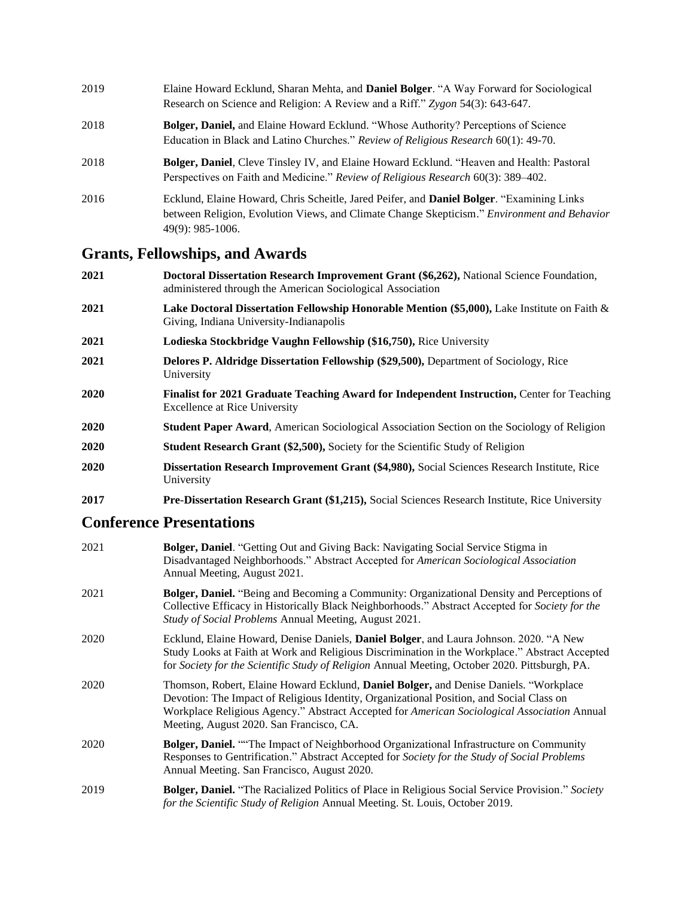2019 Elaine Howard Ecklund, Sharan Mehta, and **Daniel Bolger**. "A Way Forward for Sociological Research on Science and Religion: A Review and a Riff." *Zygon* 54(3): 643-647.

2018 **Bolger, Daniel,** and Elaine Howard Ecklund. "Whose Authority? Perceptions of Science Education in Black and Latino Churches." *Review of Religious Research* 60(1): 49-70.

2018 **Bolger, Daniel**, Cleve Tinsley IV, and Elaine Howard Ecklund. "Heaven and Health: Pastoral Perspectives on Faith and Medicine." *Review of Religious Research* 60(3): 389–402.

2016 Ecklund, Elaine Howard, Chris Scheitle, Jared Peifer, and **Daniel Bolger**. "Examining Links between Religion, Evolution Views, and Climate Change Skepticism." *Environment and Behavior* 49(9): 985-1006.

## Grants, Fellowships, and Awards

**2021** **Doctoral Dissertation Research Improvement Grant ($6,262),** National Science Foundation, administered through the American Sociological Association

**2021** **Lake Doctoral Dissertation Fellowship Honorable Mention ($5,000),** Lake Institute on Faith & Giving, Indiana University-Indianapolis

**2021** **Lodieska Stockbridge Vaughn Fellowship ($16,750),** Rice University

**2021** **Delores P. Aldridge Dissertation Fellowship ($29,500),** Department of Sociology, Rice University

**2020** **Finalist for 2021 Graduate Teaching Award for Independent Instruction,** Center for Teaching Excellence at Rice University

**2020** **Student Paper Award**, American Sociological Association Section on the Sociology of Religion

**2020** **Student Research Grant ($2,500),** Society for the Scientific Study of Religion

**2020** **Dissertation Research Improvement Grant ($4,980),** Social Sciences Research Institute, Rice University

**2017** **Pre-Dissertation Research Grant ($1,215),** Social Sciences Research Institute, Rice University

## Conference Presentations

2021 **Bolger, Daniel**. "Getting Out and Giving Back: Navigating Social Service Stigma in Disadvantaged Neighborhoods." Abstract Accepted for *American Sociological Association* Annual Meeting, August 2021.

2021 **Bolger, Daniel.** "Being and Becoming a Community: Organizational Density and Perceptions of Collective Efficacy in Historically Black Neighborhoods." Abstract Accepted for *Society for the Study of Social Problems* Annual Meeting, August 2021.

2020 Ecklund, Elaine Howard, Denise Daniels, **Daniel Bolger**, and Laura Johnson. 2020. "A New Study Looks at Faith at Work and Religious Discrimination in the Workplace." Abstract Accepted for *Society for the Scientific Study of Religion* Annual Meeting, October 2020. Pittsburgh, PA.

2020 Thomson, Robert, Elaine Howard Ecklund, **Daniel Bolger,** and Denise Daniels. "Workplace Devotion: The Impact of Religious Identity, Organizational Position, and Social Class on Workplace Religious Agency." Abstract Accepted for *American Sociological Association* Annual Meeting, August 2020. San Francisco, CA.

2020 **Bolger, Daniel.** ""The Impact of Neighborhood Organizational Infrastructure on Community Responses to Gentrification." Abstract Accepted for *Society for the Study of Social Problems* Annual Meeting. San Francisco, August 2020.

2019 **Bolger, Daniel.** "The Racialized Politics of Place in Religious Social Service Provision." *Society for the Scientific Study of Religion* Annual Meeting. St. Louis, October 2019.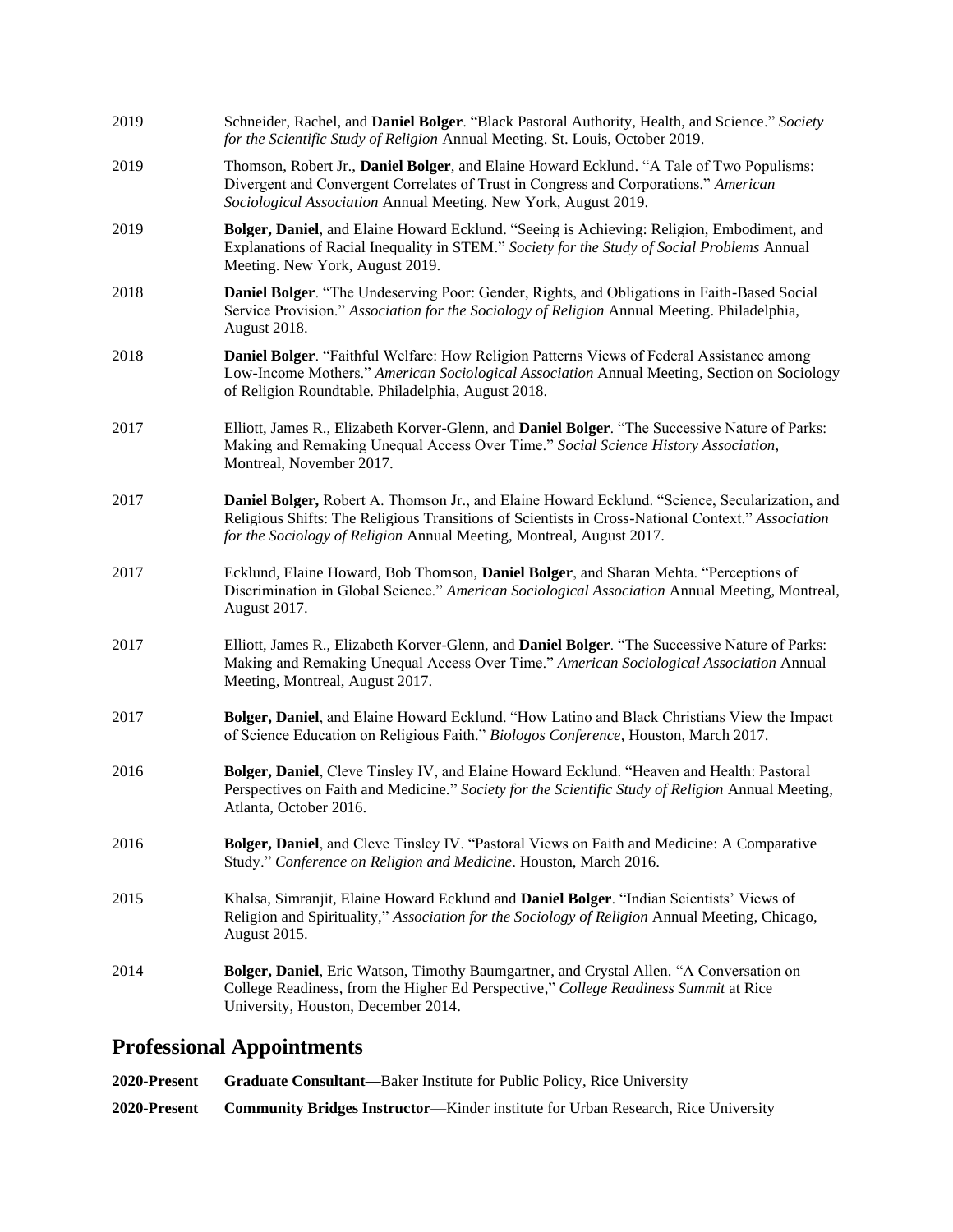2019 Schneider, Rachel, and **Daniel Bolger**. "Black Pastoral Authority, Health, and Science." *Society for the Scientific Study of Religion* Annual Meeting. St. Louis, October 2019.

2019 Thomson, Robert Jr., **Daniel Bolger**, and Elaine Howard Ecklund. "A Tale of Two Populisms: Divergent and Convergent Correlates of Trust in Congress and Corporations." *American Sociological Association* Annual Meeting. New York, August 2019.

2019 **Bolger, Daniel**, and Elaine Howard Ecklund. "Seeing is Achieving: Religion, Embodiment, and Explanations of Racial Inequality in STEM." *Society for the Study of Social Problems* Annual Meeting. New York, August 2019.

2018 **Daniel Bolger**. "The Undeserving Poor: Gender, Rights, and Obligations in Faith-Based Social Service Provision." *Association for the Sociology of Religion* Annual Meeting. Philadelphia, August 2018.

2018 **Daniel Bolger**. "Faithful Welfare: How Religion Patterns Views of Federal Assistance among Low-Income Mothers." *American Sociological Association* Annual Meeting, Section on Sociology of Religion Roundtable. Philadelphia, August 2018.

2017 Elliott, James R., Elizabeth Korver-Glenn, and **Daniel Bolger**. "The Successive Nature of Parks: Making and Remaking Unequal Access Over Time." *Social Science History Association*, Montreal, November 2017.

2017 **Daniel Bolger,** Robert A. Thomson Jr., and Elaine Howard Ecklund. "Science, Secularization, and Religious Shifts: The Religious Transitions of Scientists in Cross-National Context." *Association for the Sociology of Religion* Annual Meeting, Montreal, August 2017.

2017 Ecklund, Elaine Howard, Bob Thomson, **Daniel Bolger**, and Sharan Mehta. "Perceptions of Discrimination in Global Science." *American Sociological Association* Annual Meeting, Montreal, August 2017.

2017 Elliott, James R., Elizabeth Korver-Glenn, and **Daniel Bolger**. "The Successive Nature of Parks: Making and Remaking Unequal Access Over Time." *American Sociological Association* Annual Meeting, Montreal, August 2017.

2017 **Bolger, Daniel**, and Elaine Howard Ecklund. "How Latino and Black Christians View the Impact of Science Education on Religious Faith." *Biologos Conference*, Houston, March 2017.

2016 **Bolger, Daniel**, Cleve Tinsley IV, and Elaine Howard Ecklund. "Heaven and Health: Pastoral Perspectives on Faith and Medicine." *Society for the Scientific Study of Religion* Annual Meeting, Atlanta, October 2016.

2016 **Bolger, Daniel**, and Cleve Tinsley IV. "Pastoral Views on Faith and Medicine: A Comparative Study." *Conference on Religion and Medicine*. Houston, March 2016.

2015 Khalsa, Simranjit, Elaine Howard Ecklund and **Daniel Bolger**. "Indian Scientists' Views of Religion and Spirituality," *Association for the Sociology of Religion* Annual Meeting, Chicago, August 2015.

2014 **Bolger, Daniel**, Eric Watson, Timothy Baumgartner, and Crystal Allen. "A Conversation on College Readiness, from the Higher Ed Perspective," *College Readiness Summit* at Rice University, Houston, December 2014.

## Professional Appointments

**2020-Present** **Graduate Consultant—**Baker Institute for Public Policy, Rice University

**2020-Present** **Community Bridges Instructor**—Kinder institute for Urban Research, Rice University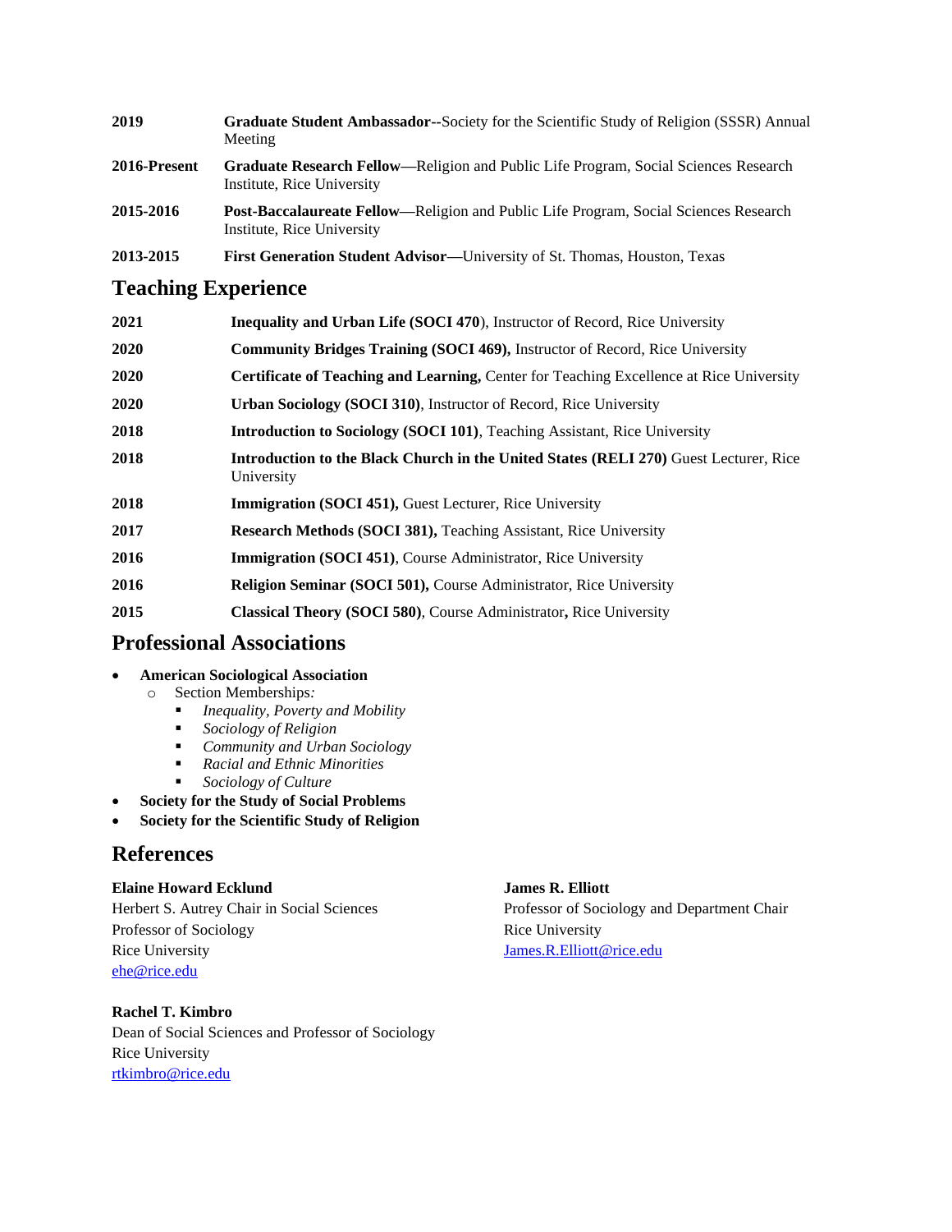**2019** **Graduate Student Ambassador--**Society for the Scientific Study of Religion (SSSR) Annual Meeting

**2016-Present** **Graduate Research Fellow—**Religion and Public Life Program, Social Sciences Research Institute, Rice University

**2015-2016** **Post-Baccalaureate Fellow—**Religion and Public Life Program, Social Sciences Research Institute, Rice University

**2013-2015** **First Generation Student Advisor—**University of St. Thomas, Houston, Texas

## Teaching Experience

**2021** **Inequality and Urban Life (SOCI 470**), Instructor of Record, Rice University

**2020** **Community Bridges Training (SOCI 469),** Instructor of Record, Rice University

**2020** **Certificate of Teaching and Learning,** Center for Teaching Excellence at Rice University

**2020** **Urban Sociology (SOCI 310)**, Instructor of Record, Rice University

**2018** **Introduction to Sociology (SOCI 101)**, Teaching Assistant, Rice University

**2018** **Introduction to the Black Church in the United States (RELI 270)** Guest Lecturer, Rice University

**2018** **Immigration (SOCI 451),** Guest Lecturer, Rice University

**2017** **Research Methods (SOCI 381),** Teaching Assistant, Rice University

**2016** **Immigration (SOCI 451)**, Course Administrator, Rice University

**2016** **Religion Seminar (SOCI 501),** Course Administrator, Rice University

**2015** **Classical Theory (SOCI 580)**, Course Administrator**,** Rice University

## Professional Associations

- **American Sociological Association**
  - Section Memberships*:*
    - *Inequality, Poverty and Mobility*
    - *Sociology of Religion*
    - *Community and Urban Sociology*
    - *Racial and Ethnic Minorities*
    - *Sociology of Culture*
- **Society for the Study of Social Problems**
- **Society for the Scientific Study of Religion**

## References

**Elaine Howard Ecklund**
Herbert S. Autrey Chair in Social Sciences
Professor of Sociology
Rice University
ehe@rice.edu

**James R. Elliott**
Professor of Sociology and Department Chair
Rice University
James.R.Elliott@rice.edu

**Rachel T. Kimbro**
Dean of Social Sciences and Professor of Sociology
Rice University
rtkimbro@rice.edu